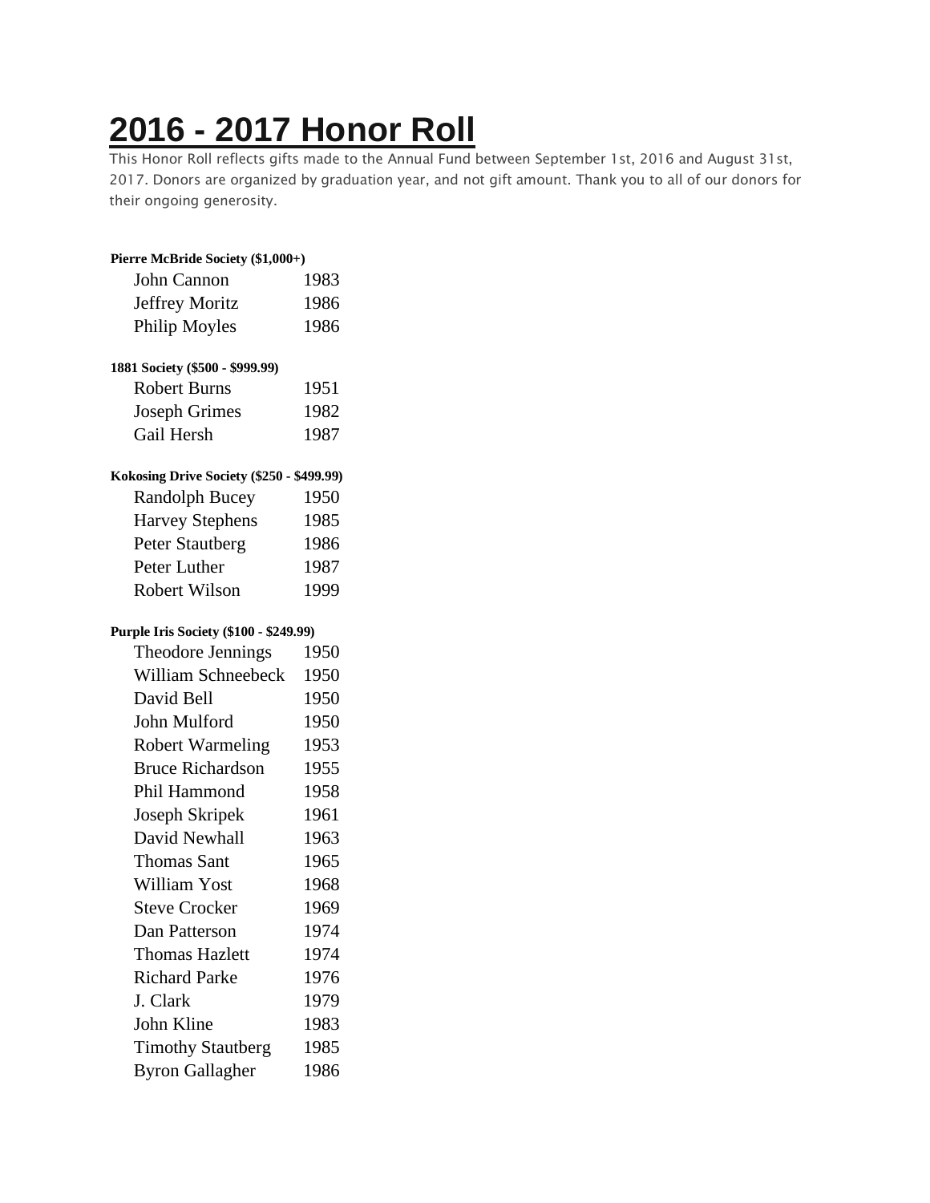# 2016 - 2017 Honor Roll

This Honor Roll reflects gifts made to the Annual Fund between September 1st, 2016 and August 31st, 2017. Donors are organized by graduation year, and not gift amount. Thank you to all of our donors for their ongoing generosity.

**Pierre McBride Society ($1,000+)**

| Name | Year |
|---|---|
| John Cannon | 1983 |
| Jeffrey Moritz | 1986 |
| Philip Moyles | 1986 |

**1881 Society ($500 - $999.99)**

| Name | Year |
|---|---|
| Robert Burns | 1951 |
| Joseph Grimes | 1982 |
| Gail Hersh | 1987 |

**Kokosing Drive Society ($250 - $499.99)**

| Name | Year |
|---|---|
| Randolph Bucey | 1950 |
| Harvey Stephens | 1985 |
| Peter Stautberg | 1986 |
| Peter Luther | 1987 |
| Robert Wilson | 1999 |

**Purple Iris Society ($100 - $249.99)**

| Name | Year |
|---|---|
| Theodore Jennings | 1950 |
| William Schneebeck | 1950 |
| David Bell | 1950 |
| John Mulford | 1950 |
| Robert Warmeling | 1953 |
| Bruce Richardson | 1955 |
| Phil Hammond | 1958 |
| Joseph Skripek | 1961 |
| David Newhall | 1963 |
| Thomas Sant | 1965 |
| William Yost | 1968 |
| Steve Crocker | 1969 |
| Dan Patterson | 1974 |
| Thomas Hazlett | 1974 |
| Richard Parke | 1976 |
| J. Clark | 1979 |
| John Kline | 1983 |
| Timothy Stautberg | 1985 |
| Byron Gallagher | 1986 |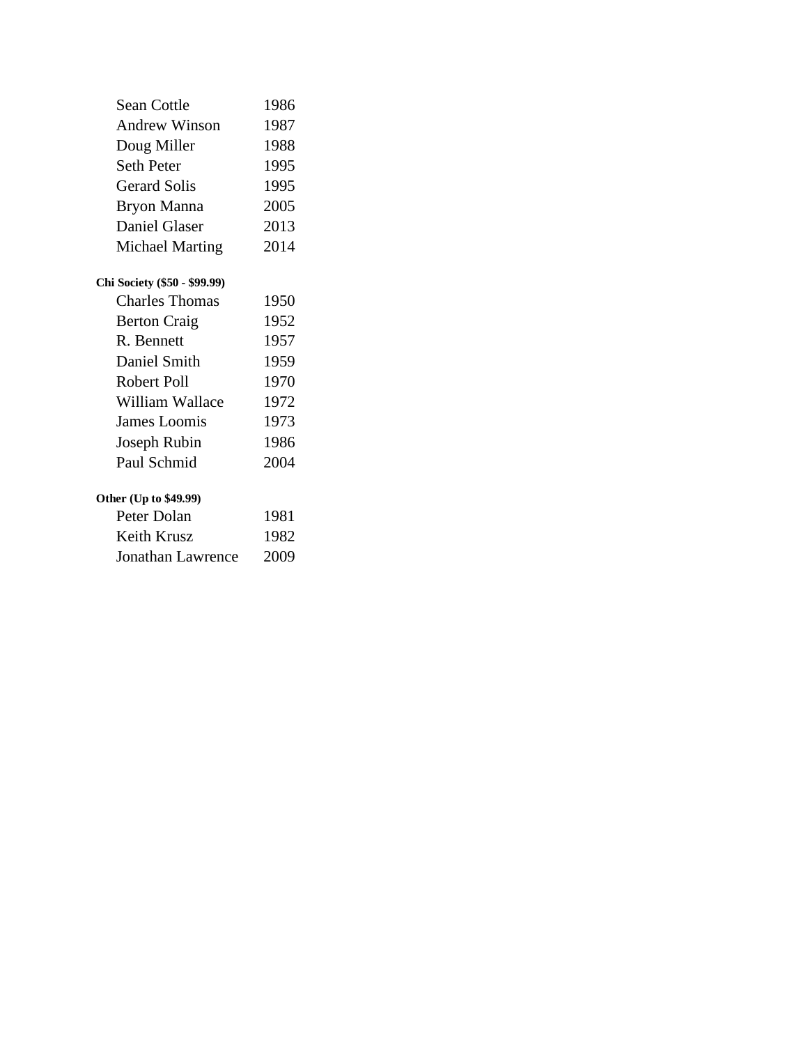| | |
|---|---|
| Sean Cottle | 1986 |
| Andrew Winson | 1987 |
| Doug Miller | 1988 |
| Seth Peter | 1995 |
| Gerard Solis | 1995 |
| Bryon Manna | 2005 |
| Daniel Glaser | 2013 |
| Michael Marting | 2014 |

**Chi Society ($50 - $99.99)**

| | |
|---|---|
| Charles Thomas | 1950 |
| Berton Craig | 1952 |
| R. Bennett | 1957 |
| Daniel Smith | 1959 |
| Robert Poll | 1970 |
| William Wallace | 1972 |
| James Loomis | 1973 |
| Joseph Rubin | 1986 |
| Paul Schmid | 2004 |

**Other (Up to $49.99)**

| | |
|---|---|
| Peter Dolan | 1981 |
| Keith Krusz | 1982 |
| Jonathan Lawrence | 2009 |